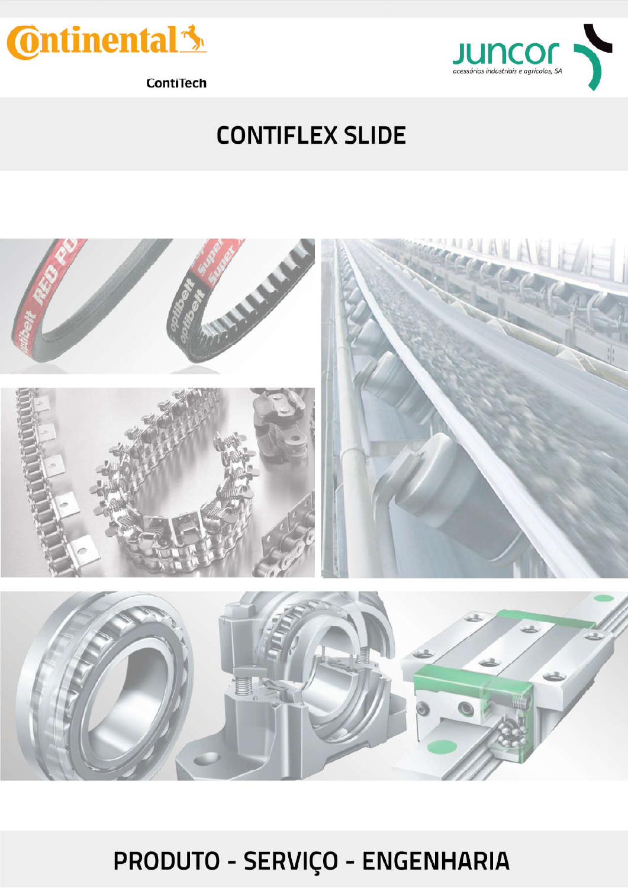Continental

ContiTech

JUNCOR
acessórios industriais e agrícolas, SA

# CONTIFLEX SLIDE

## PRODUTO - SERVIÇO - ENGENHARIA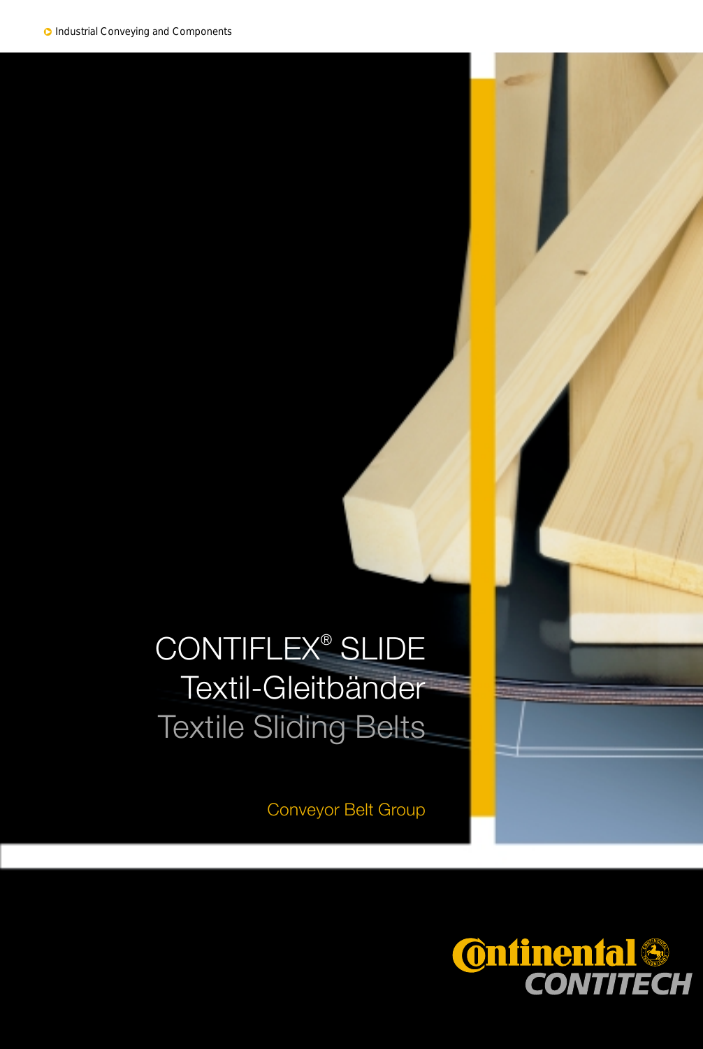Industrial Conveying and Components

# CONTIFLEX® SLIDE

## Textil-Gleitbänder

## Textile Sliding Belts

Conveyor Belt Group

Continental CONTITECH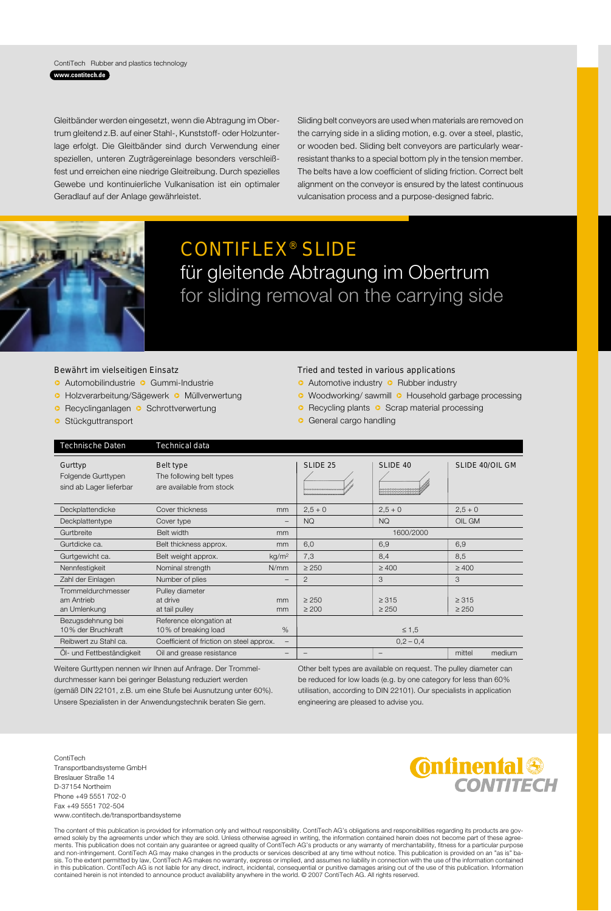ContiTech Rubber and plastics technology
www.contitech.de

Gleitbänder werden eingesetzt, wenn die Abtragung im Obertrum gleitend z.B. auf einer Stahl-, Kunststoff- oder Holzunterlage erfolgt. Die Gleitbänder sind durch Verwendung einer speziellen, unteren Zugträgereinlage besonders verschleißfest und erreichen eine niedrige Gleitreibung. Durch spezielles Gewebe und kontinuierliche Vulkanisation ist ein optimaler Geradlauf auf der Anlage gewährleistet.

Sliding belt conveyors are used when materials are removed on the carrying side in a sliding motion, e.g. over a steel, plastic, or wooden bed. Sliding belt conveyors are particularly wear-resistant thanks to a special bottom ply in the tension member. The belts have a low coefficient of sliding friction. Correct belt alignment on the conveyor is ensured by the latest continuous vulcanisation process and a purpose-designed fabric.

# CONTIFLEX® SLIDE

## für gleitende Abtragung im Obertrum

## for sliding removal on the carrying side

### Bewährt im vielseitigen Einsatz

- Automobilindustrie
- Gummi-Industrie
- Holzverarbeitung/Sägewerk
- Müllverwertung
- Recyclinganlagen
- Schrottverwertung
- Stückguttransport

### Tried and tested in various applications

- Automotive industry
- Rubber industry
- Woodworking/ sawmill
- Household garbage processing
- Recycling plants
- Scrap material processing
- General cargo handling

| Technische Daten | Technical data | | SLIDE 25 | SLIDE 40 | SLIDE 40/OIL GM |
|---|---|---|---|---|---|
| Gurttyp<br>Folgende Gurttypen sind ab Lager lieferbar | Belt type<br>The following belt types are available from stock | | | | |
| Deckplattendicke | Cover thickness | mm | 2,5 + 0 | 2,5 + 0 | 2,5 + 0 |
| Deckplattentype | Cover type | – | NQ | NQ | OIL GM |
| Gurtbreite | Belt width | mm | | 1600/2000 | |
| Gurtdicke ca. | Belt thickness approx. | mm | 6,0 | 6,9 | 6,9 |
| Gurtgewicht ca. | Belt weight approx. | kg/m² | 7,3 | 8,4 | 8,5 |
| Nennfestigkeit | Nominal strength | N/mm | ≥ 250 | ≥ 400 | ≥ 400 |
| Zahl der Einlagen | Number of plies | – | 2 | 3 | 3 |
| Trommeldurchmesser<br>am Antrieb<br>an Umlenkung | Pulley diameter<br>at drive<br>at tail pulley | <br>mm<br>mm | <br>≥ 250<br>≥ 200 | <br>≥ 315<br>≥ 250 | <br>≥ 315<br>≥ 250 |
| Bezugsdehnung bei 10% der Bruchkraft | Reference elongation at 10% of breaking load | % | | ≤ 1,5 | |
| Reibwert zu Stahl ca. | Coefficient of friction on steel approx. | – | | 0,2 – 0,4 | |
| Öl- und Fettbeständigkeit | Oil and grease resistance | – | – | – | mittel medium |

Weitere Gurttypen nennen wir Ihnen auf Anfrage. Der Trommeldurchmesser kann bei geringer Belastung reduziert werden (gemäß DIN 22101, z.B. um eine Stufe bei Ausnutzung unter 60%). Unsere Spezialisten in der Anwendungstechnik beraten Sie gern.

Other belt types are available on request. The pulley diameter can be reduced for low loads (e.g. by one category for less than 60% utilisation, according to DIN 22101). Our specialists in application engineering are pleased to advise you.

ContiTech
Transportbandsysteme GmbH
Breslauer Straße 14
D-37154 Northeim
Phone +49 5551 702-0
Fax +49 5551 702-504
www.contitech.de/transportbandsysteme

Continental CONTITECH

The content of this publication is provided for information only and without responsibility. ContiTech AG's obligations and responsibilities regarding its products are governed solely by the agreements under which they are sold. Unless otherwise agreed in writing, the information contained herein does not become part of these agreements. This publication does not contain any guarantee or agreed quality of ContiTech AG's products or any warranty of merchantability, fitness for a particular purpose and non-infringement. ContiTech AG may make changes in the products or services described at any time without notice. This publication is provided on an "as is" basis. To the extent permitted by law, ContiTech AG makes no warranty, express or implied, and assumes no liability in connection with the use of the information contained in this publication. ContiTech AG is not liable for any direct, indirect, incidental, consequential or punitive damages arising out of the use of this publication. Information contained herein is not intended to announce product availability anywhere in the world. © 2007 ContiTech AG. All rights reserved.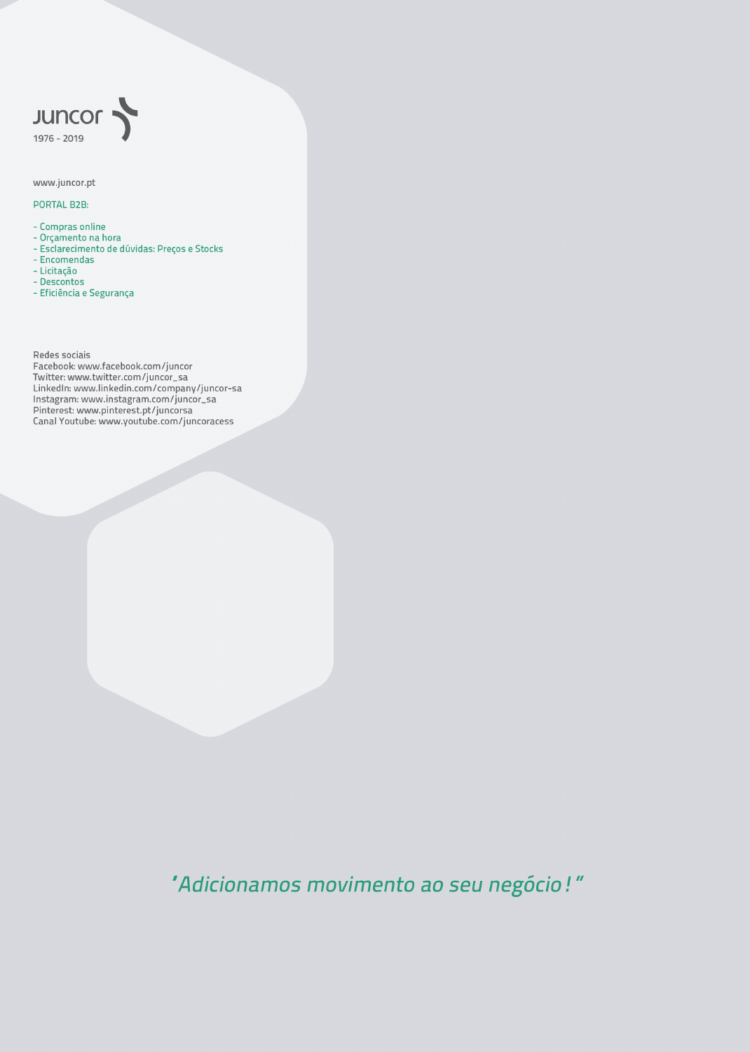juncor

1976 - 2019

www.juncor.pt

PORTAL B2B:

- Compras online
- Orçamento na hora
- Esclarecimento de dúvidas: Preços e Stocks
- Encomendas
- Licitação
- Descontos
- Eficiência e Segurança

Redes sociais
Facebook: www.facebook.com/juncor
Twitter: www.twitter.com/juncor_sa
LinkedIn: www.linkedin.com/company/juncor-sa
Instagram: www.instagram.com/juncor_sa
Pinterest: www.pinterest.pt/juncorsa
Canal Youtube: www.youtube.com/juncoracess

*'Adicionamos movimento ao seu negócio ! "*